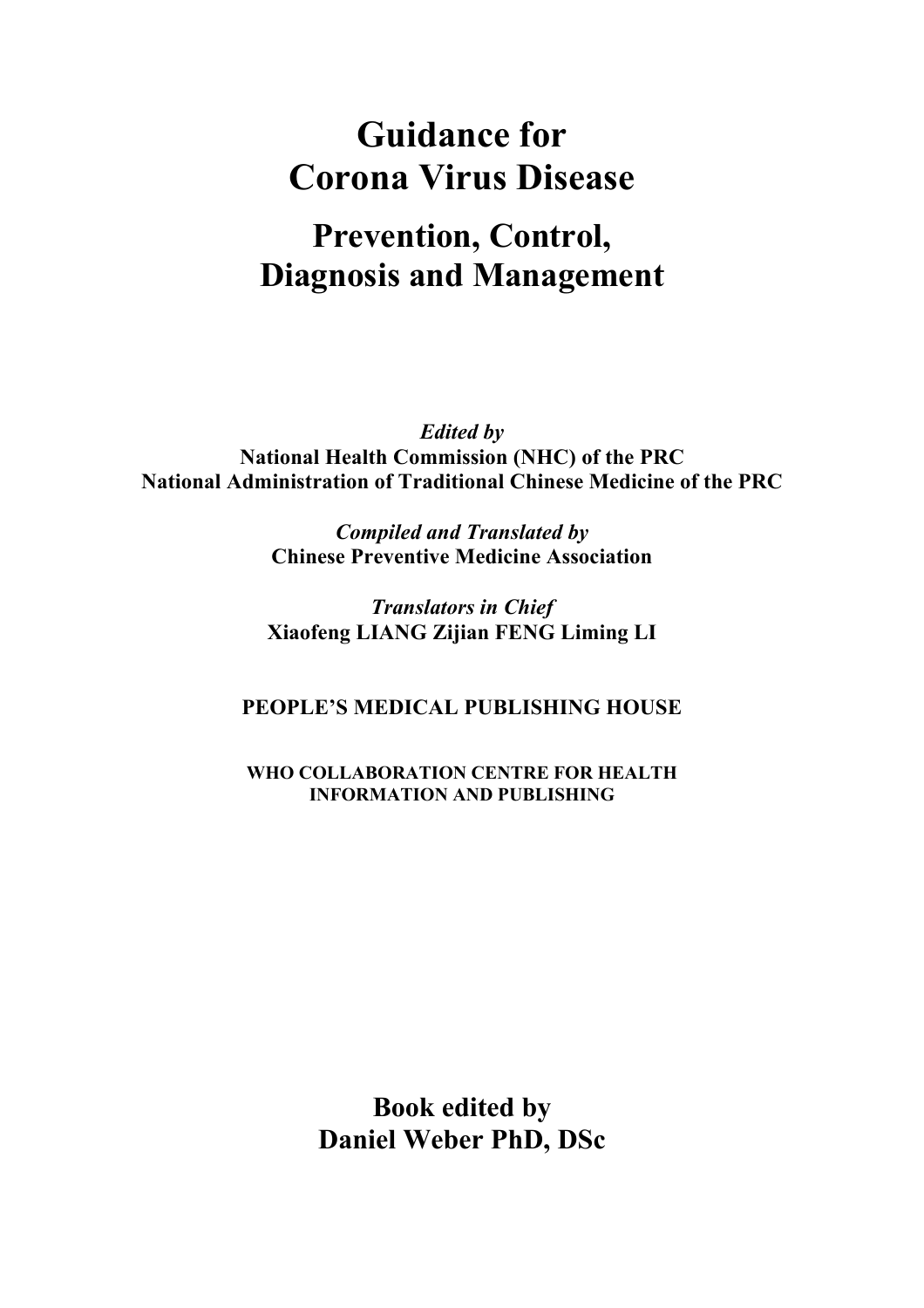# Guidance for Corona Virus Disease

## Prevention, Control, Diagnosis and Management

*Edited by*
**National Health Commission (NHC) of the PRC**
**National Administration of Traditional Chinese Medicine of the PRC**

*Compiled and Translated by*
**Chinese Preventive Medicine Association**

*Translators in Chief*
**Xiaofeng LIANG Zijian FENG Liming LI**

**PEOPLE'S MEDICAL PUBLISHING HOUSE**

**WHO COLLABORATION CENTRE FOR HEALTH INFORMATION AND PUBLISHING**

**Book edited by**
**Daniel Weber PhD, DSc**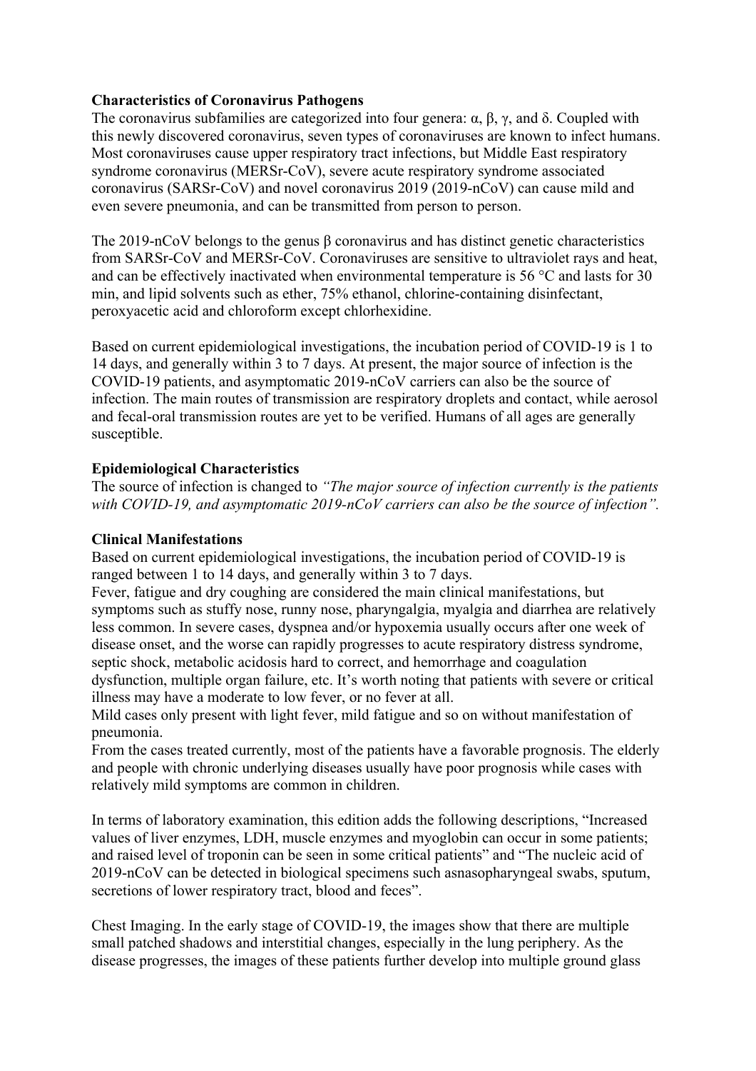**Characteristics of Coronavirus Pathogens**

The coronavirus subfamilies are categorized into four genera: α, β, γ, and δ. Coupled with this newly discovered coronavirus, seven types of coronaviruses are known to infect humans. Most coronaviruses cause upper respiratory tract infections, but Middle East respiratory syndrome coronavirus (MERSr-CoV), severe acute respiratory syndrome associated coronavirus (SARSr-CoV) and novel coronavirus 2019 (2019-nCoV) can cause mild and even severe pneumonia, and can be transmitted from person to person.

The 2019-nCoV belongs to the genus β coronavirus and has distinct genetic characteristics from SARSr-CoV and MERSr-CoV. Coronaviruses are sensitive to ultraviolet rays and heat, and can be effectively inactivated when environmental temperature is 56 °C and lasts for 30 min, and lipid solvents such as ether, 75% ethanol, chlorine-containing disinfectant, peroxyacetic acid and chloroform except chlorhexidine.

Based on current epidemiological investigations, the incubation period of COVID-19 is 1 to 14 days, and generally within 3 to 7 days. At present, the major source of infection is the COVID-19 patients, and asymptomatic 2019-nCoV carriers can also be the source of infection. The main routes of transmission are respiratory droplets and contact, while aerosol and fecal-oral transmission routes are yet to be verified. Humans of all ages are generally susceptible.

**Epidemiological Characteristics**

The source of infection is changed to *"The major source of infection currently is the patients with COVID-19, and asymptomatic 2019-nCoV carriers can also be the source of infection".*

**Clinical Manifestations**

Based on current epidemiological investigations, the incubation period of COVID-19 is ranged between 1 to 14 days, and generally within 3 to 7 days.

Fever, fatigue and dry coughing are considered the main clinical manifestations, but symptoms such as stuffy nose, runny nose, pharyngalgia, myalgia and diarrhea are relatively less common. In severe cases, dyspnea and/or hypoxemia usually occurs after one week of disease onset, and the worse can rapidly progresses to acute respiratory distress syndrome, septic shock, metabolic acidosis hard to correct, and hemorrhage and coagulation dysfunction, multiple organ failure, etc. It's worth noting that patients with severe or critical illness may have a moderate to low fever, or no fever at all.

Mild cases only present with light fever, mild fatigue and so on without manifestation of pneumonia.

From the cases treated currently, most of the patients have a favorable prognosis. The elderly and people with chronic underlying diseases usually have poor prognosis while cases with relatively mild symptoms are common in children.

In terms of laboratory examination, this edition adds the following descriptions, "Increased values of liver enzymes, LDH, muscle enzymes and myoglobin can occur in some patients; and raised level of troponin can be seen in some critical patients" and "The nucleic acid of 2019-nCoV can be detected in biological specimens such asnasopharyngeal swabs, sputum, secretions of lower respiratory tract, blood and feces".

Chest Imaging. In the early stage of COVID-19, the images show that there are multiple small patched shadows and interstitial changes, especially in the lung periphery. As the disease progresses, the images of these patients further develop into multiple ground glass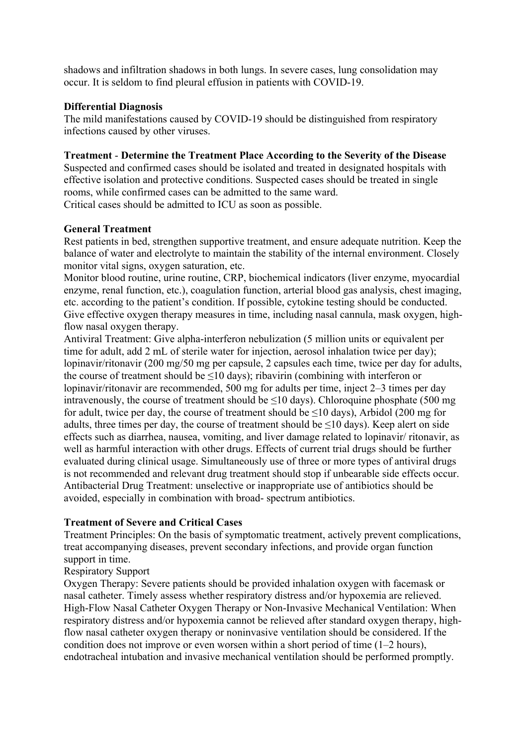shadows and infiltration shadows in both lungs. In severe cases, lung consolidation may occur. It is seldom to find pleural effusion in patients with COVID-19.

**Differential Diagnosis**

The mild manifestations caused by COVID-19 should be distinguished from respiratory infections caused by other viruses.

**Treatment** - **Determine the Treatment Place According to the Severity of the Disease**

Suspected and confirmed cases should be isolated and treated in designated hospitals with effective isolation and protective conditions. Suspected cases should be treated in single rooms, while confirmed cases can be admitted to the same ward.
Critical cases should be admitted to ICU as soon as possible.

**General Treatment**

Rest patients in bed, strengthen supportive treatment, and ensure adequate nutrition. Keep the balance of water and electrolyte to maintain the stability of the internal environment. Closely monitor vital signs, oxygen saturation, etc.
Monitor blood routine, urine routine, CRP, biochemical indicators (liver enzyme, myocardial enzyme, renal function, etc.), coagulation function, arterial blood gas analysis, chest imaging, etc. according to the patient's condition. If possible, cytokine testing should be conducted.
Give effective oxygen therapy measures in time, including nasal cannula, mask oxygen, high-flow nasal oxygen therapy.
Antiviral Treatment: Give alpha-interferon nebulization (5 million units or equivalent per time for adult, add 2 mL of sterile water for injection, aerosol inhalation twice per day); lopinavir/ritonavir (200 mg/50 mg per capsule, 2 capsules each time, twice per day for adults, the course of treatment should be ≤10 days); ribavirin (combining with interferon or lopinavir/ritonavir are recommended, 500 mg for adults per time, inject 2–3 times per day intravenously, the course of treatment should be ≤10 days). Chloroquine phosphate (500 mg for adult, twice per day, the course of treatment should be ≤10 days), Arbidol (200 mg for adults, three times per day, the course of treatment should be ≤10 days). Keep alert on side effects such as diarrhea, nausea, vomiting, and liver damage related to lopinavir/ ritonavir, as well as harmful interaction with other drugs. Effects of current trial drugs should be further evaluated during clinical usage. Simultaneously use of three or more types of antiviral drugs is not recommended and relevant drug treatment should stop if unbearable side effects occur.
Antibacterial Drug Treatment: unselective or inappropriate use of antibiotics should be avoided, especially in combination with broad- spectrum antibiotics.

**Treatment of Severe and Critical Cases**

Treatment Principles: On the basis of symptomatic treatment, actively prevent complications, treat accompanying diseases, prevent secondary infections, and provide organ function support in time.
Respiratory Support
Oxygen Therapy: Severe patients should be provided inhalation oxygen with facemask or nasal catheter. Timely assess whether respiratory distress and/or hypoxemia are relieved.
High-Flow Nasal Catheter Oxygen Therapy or Non-Invasive Mechanical Ventilation: When respiratory distress and/or hypoxemia cannot be relieved after standard oxygen therapy, high-flow nasal catheter oxygen therapy or noninvasive ventilation should be considered. If the condition does not improve or even worsen within a short period of time (1–2 hours), endotracheal intubation and invasive mechanical ventilation should be performed promptly.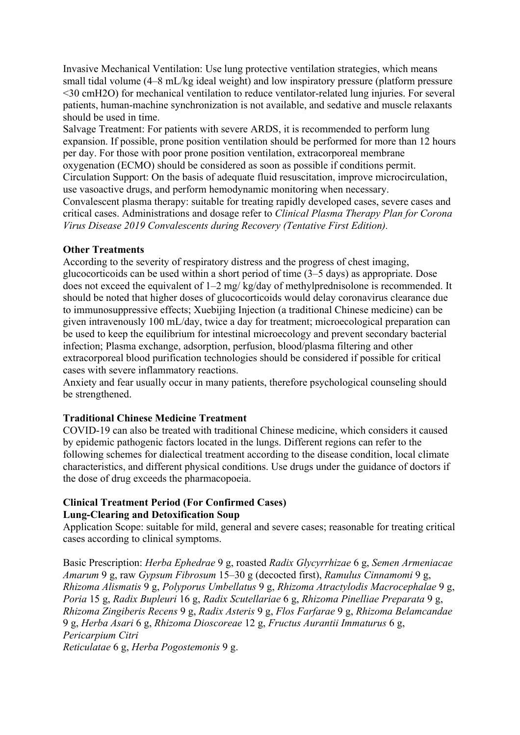Invasive Mechanical Ventilation: Use lung protective ventilation strategies, which means small tidal volume (4–8 mL/kg ideal weight) and low inspiratory pressure (platform pressure <30 cmH2O) for mechanical ventilation to reduce ventilator-related lung injuries. For several patients, human-machine synchronization is not available, and sedative and muscle relaxants should be used in time.

Salvage Treatment: For patients with severe ARDS, it is recommended to perform lung expansion. If possible, prone position ventilation should be performed for more than 12 hours per day. For those with poor prone position ventilation, extracorporeal membrane oxygenation (ECMO) should be considered as soon as possible if conditions permit.

Circulation Support: On the basis of adequate fluid resuscitation, improve microcirculation, use vasoactive drugs, and perform hemodynamic monitoring when necessary.

Convalescent plasma therapy: suitable for treating rapidly developed cases, severe cases and critical cases. Administrations and dosage refer to *Clinical Plasma Therapy Plan for Corona Virus Disease 2019 Convalescents during Recovery (Tentative First Edition).*

**Other Treatments**

According to the severity of respiratory distress and the progress of chest imaging, glucocorticoids can be used within a short period of time (3–5 days) as appropriate. Dose does not exceed the equivalent of 1–2 mg/ kg/day of methylprednisolone is recommended. It should be noted that higher doses of glucocorticoids would delay coronavirus clearance due to immunosuppressive effects; Xuebijing Injection (a traditional Chinese medicine) can be given intravenously 100 mL/day, twice a day for treatment; microecological preparation can be used to keep the equilibrium for intestinal microecology and prevent secondary bacterial infection; Plasma exchange, adsorption, perfusion, blood/plasma filtering and other extracorporeal blood purification technologies should be considered if possible for critical cases with severe inflammatory reactions.

Anxiety and fear usually occur in many patients, therefore psychological counseling should be strengthened.

**Traditional Chinese Medicine Treatment**

COVID-19 can also be treated with traditional Chinese medicine, which considers it caused by epidemic pathogenic factors located in the lungs. Different regions can refer to the following schemes for dialectical treatment according to the disease condition, local climate characteristics, and different physical conditions. Use drugs under the guidance of doctors if the dose of drug exceeds the pharmacopoeia.

**Clinical Treatment Period (For Confirmed Cases)**

**Lung-Clearing and Detoxification Soup**

Application Scope: suitable for mild, general and severe cases; reasonable for treating critical cases according to clinical symptoms.

Basic Prescription: *Herba Ephedrae* 9 g, roasted *Radix Glycyrrhizae* 6 g, *Semen Armeniacae Amarum* 9 g, raw *Gypsum Fibrosum* 15–30 g (decocted first), *Ramulus Cinnamomi* 9 g, *Rhizoma Alismatis* 9 g, *Polyporus Umbellatus* 9 g, *Rhizoma Atractylodis Macrocephalae* 9 g, *Poria* 15 g, *Radix Bupleuri* 16 g, *Radix Scutellariae* 6 g, *Rhizoma Pinelliae Preparata* 9 g, *Rhizoma Zingiberis Recens* 9 g, *Radix Asteris* 9 g, *Flos Farfarae* 9 g, *Rhizoma Belamcandae* 9 g, *Herba Asari* 6 g, *Rhizoma Dioscoreae* 12 g, *Fructus Aurantii Immaturus* 6 g, *Pericarpium Citri Reticulatae* 6 g, *Herba Pogostemonis* 9 g.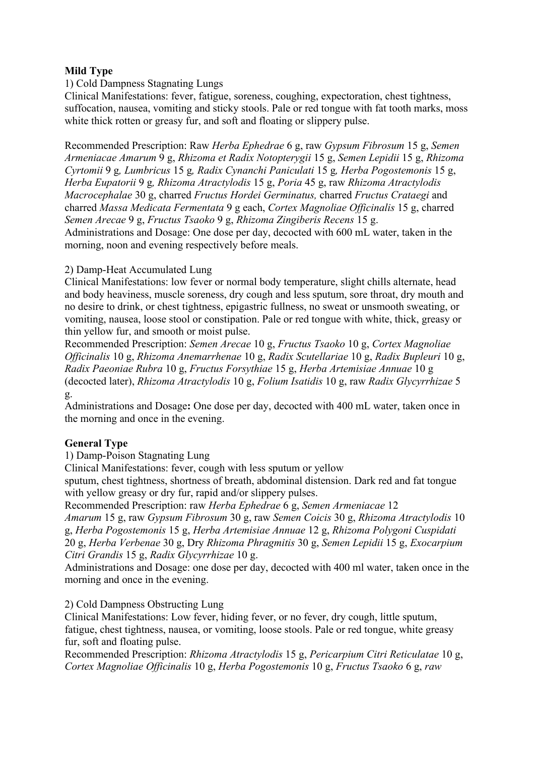**Mild Type**

1) Cold Dampness Stagnating Lungs

Clinical Manifestations: fever, fatigue, soreness, coughing, expectoration, chest tightness, suffocation, nausea, vomiting and sticky stools. Pale or red tongue with fat tooth marks, moss white thick rotten or greasy fur, and soft and floating or slippery pulse.

Recommended Prescription: Raw *Herba Ephedrae* 6 g, raw *Gypsum Fibrosum* 15 g, *Semen Armeniacae Amarum* 9 g, *Rhizoma et Radix Notopterygii* 15 g, *Semen Lepidii* 15 g, *Rhizoma Cyrtomii* 9 g*, Lumbricus* 15 g*, Radix Cynanchi Paniculati* 15 g*, Herba Pogostemonis* 15 g, *Herba Eupatorii* 9 g*, Rhizoma Atractylodis* 15 g, *Poria* 45 g, raw *Rhizoma Atractylodis Macrocephalae* 30 g, charred *Fructus Hordei Germinatus,* charred *Fructus Crataegi* and charred *Massa Medicata Fermentata* 9 g each, *Cortex Magnoliae Officinalis* 15 g, charred *Semen Arecae* 9 g, *Fructus Tsaoko* 9 g, *Rhizoma Zingiberis Recens* 15 g.
Administrations and Dosage: One dose per day, decocted with 600 mL water, taken in the morning, noon and evening respectively before meals.

2) Damp-Heat Accumulated Lung

Clinical Manifestations: low fever or normal body temperature, slight chills alternate, head and body heaviness, muscle soreness, dry cough and less sputum, sore throat, dry mouth and no desire to drink, or chest tightness, epigastric fullness, no sweat or unsmooth sweating, or vomiting, nausea, loose stool or constipation. Pale or red tongue with white, thick, greasy or thin yellow fur, and smooth or moist pulse.
Recommended Prescription: *Semen Arecae* 10 g, *Fructus Tsaoko* 10 g, *Cortex Magnoliae Officinalis* 10 g, *Rhizoma Anemarrhenae* 10 g, *Radix Scutellariae* 10 g, *Radix Bupleuri* 10 g, *Radix Paeoniae Rubra* 10 g, *Fructus Forsythiae* 15 g, *Herba Artemisiae Annuae* 10 g (decocted later), *Rhizoma Atractylodis* 10 g, *Folium Isatidis* 10 g, raw *Radix Glycyrrhizae* 5 g.
Administrations and Dosage**:** One dose per day, decocted with 400 mL water, taken once in the morning and once in the evening.

**General Type**

1) Damp-Poison Stagnating Lung

Clinical Manifestations: fever, cough with less sputum or yellow sputum, chest tightness, shortness of breath, abdominal distension. Dark red and fat tongue with yellow greasy or dry fur, rapid and/or slippery pulses.
Recommended Prescription: raw *Herba Ephedrae* 6 g, *Semen Armeniacae* 12 *Amarum* 15 g, raw *Gypsum Fibrosum* 30 g, raw *Semen Coicis* 30 g, *Rhizoma Atractylodis* 10 g, *Herba Pogostemonis* 15 g, *Herba Artemisiae Annuae* 12 g, *Rhizoma Polygoni Cuspidati* 20 g, *Herba Verbenae* 30 g, Dry *Rhizoma Phragmitis* 30 g, *Semen Lepidii* 15 g, *Exocarpium Citri Grandis* 15 g, *Radix Glycyrrhizae* 10 g.
Administrations and Dosage: one dose per day, decocted with 400 ml water, taken once in the morning and once in the evening.

2) Cold Dampness Obstructing Lung

Clinical Manifestations: Low fever, hiding fever, or no fever, dry cough, little sputum, fatigue, chest tightness, nausea, or vomiting, loose stools. Pale or red tongue, white greasy fur, soft and floating pulse.
Recommended Prescription: *Rhizoma Atractylodis* 15 g, *Pericarpium Citri Reticulatae* 10 g, *Cortex Magnoliae Officinalis* 10 g, *Herba Pogostemonis* 10 g, *Fructus Tsaoko* 6 g, *raw*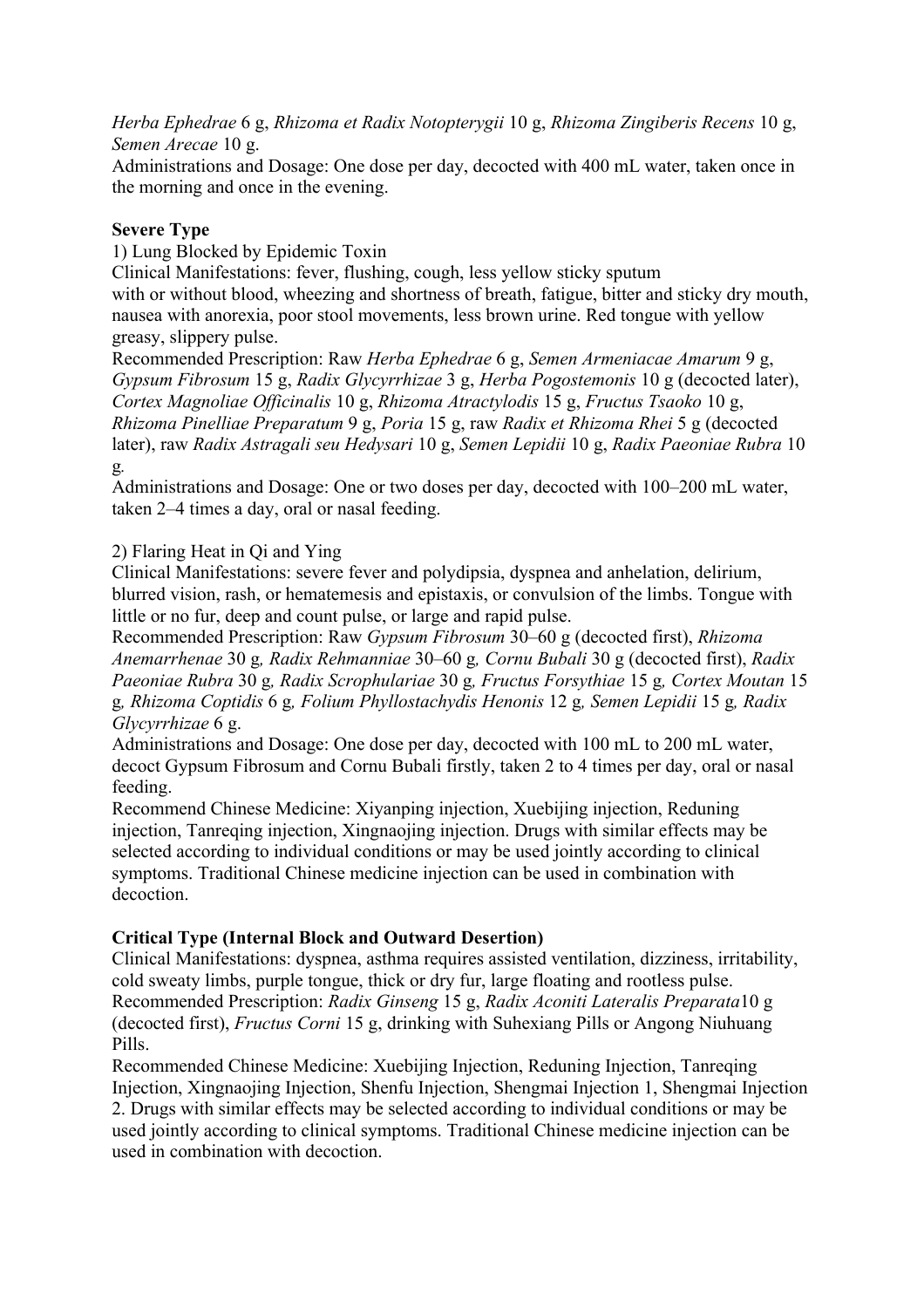*Herba Ephedrae* 6 g, *Rhizoma et Radix Notopterygii* 10 g, *Rhizoma Zingiberis Recens* 10 g, *Semen Arecae* 10 g.
Administrations and Dosage: One dose per day, decocted with 400 mL water, taken once in the morning and once in the evening.

**Severe Type**

1) Lung Blocked by Epidemic Toxin

Clinical Manifestations: fever, flushing, cough, less yellow sticky sputum with or without blood, wheezing and shortness of breath, fatigue, bitter and sticky dry mouth, nausea with anorexia, poor stool movements, less brown urine. Red tongue with yellow greasy, slippery pulse.

Recommended Prescription: Raw *Herba Ephedrae* 6 g, *Semen Armeniacae Amarum* 9 g, *Gypsum Fibrosum* 15 g, *Radix Glycyrrhizae* 3 g, *Herba Pogostemonis* 10 g (decocted later), *Cortex Magnoliae Officinalis* 10 g, *Rhizoma Atractylodis* 15 g, *Fructus Tsaoko* 10 g, *Rhizoma Pinelliae Preparatum* 9 g, *Poria* 15 g, raw *Radix et Rhizoma Rhei* 5 g (decocted later), raw *Radix Astragali seu Hedysari* 10 g, *Semen Lepidii* 10 g, *Radix Paeoniae Rubra* 10 g.

Administrations and Dosage: One or two doses per day, decocted with 100–200 mL water, taken 2–4 times a day, oral or nasal feeding.

2) Flaring Heat in Qi and Ying

Clinical Manifestations: severe fever and polydipsia, dyspnea and anhelation, delirium, blurred vision, rash, or hematemesis and epistaxis, or convulsion of the limbs. Tongue with little or no fur, deep and count pulse, or large and rapid pulse.

Recommended Prescription: Raw *Gypsum Fibrosum* 30–60 g (decocted first), *Rhizoma Anemarrhenae* 30 g, *Radix Rehmanniae* 30–60 g, *Cornu Bubali* 30 g (decocted first), *Radix Paeoniae Rubra* 30 g, *Radix Scrophulariae* 30 g, *Fructus Forsythiae* 15 g, *Cortex Moutan* 15 g, *Rhizoma Coptidis* 6 g, *Folium Phyllostachydis Henonis* 12 g, *Semen Lepidii* 15 g, *Radix Glycyrrhizae* 6 g.

Administrations and Dosage: One dose per day, decocted with 100 mL to 200 mL water, decoct Gypsum Fibrosum and Cornu Bubali firstly, taken 2 to 4 times per day, oral or nasal feeding.

Recommend Chinese Medicine: Xiyanping injection, Xuebijing injection, Reduning injection, Tanreqing injection, Xingnaojing injection. Drugs with similar effects may be selected according to individual conditions or may be used jointly according to clinical symptoms. Traditional Chinese medicine injection can be used in combination with decoction.

**Critical Type (Internal Block and Outward Desertion)**

Clinical Manifestations: dyspnea, asthma requires assisted ventilation, dizziness, irritability, cold sweaty limbs, purple tongue, thick or dry fur, large floating and rootless pulse.

Recommended Prescription: *Radix Ginseng* 15 g, *Radix Aconiti Lateralis Preparata*10 g (decocted first), *Fructus Corni* 15 g, drinking with Suhexiang Pills or Angong Niuhuang Pills.

Recommended Chinese Medicine: Xuebijing Injection, Reduning Injection, Tanreqing Injection, Xingnaojing Injection, Shenfu Injection, Shengmai Injection 1, Shengmai Injection 2. Drugs with similar effects may be selected according to individual conditions or may be used jointly according to clinical symptoms. Traditional Chinese medicine injection can be used in combination with decoction.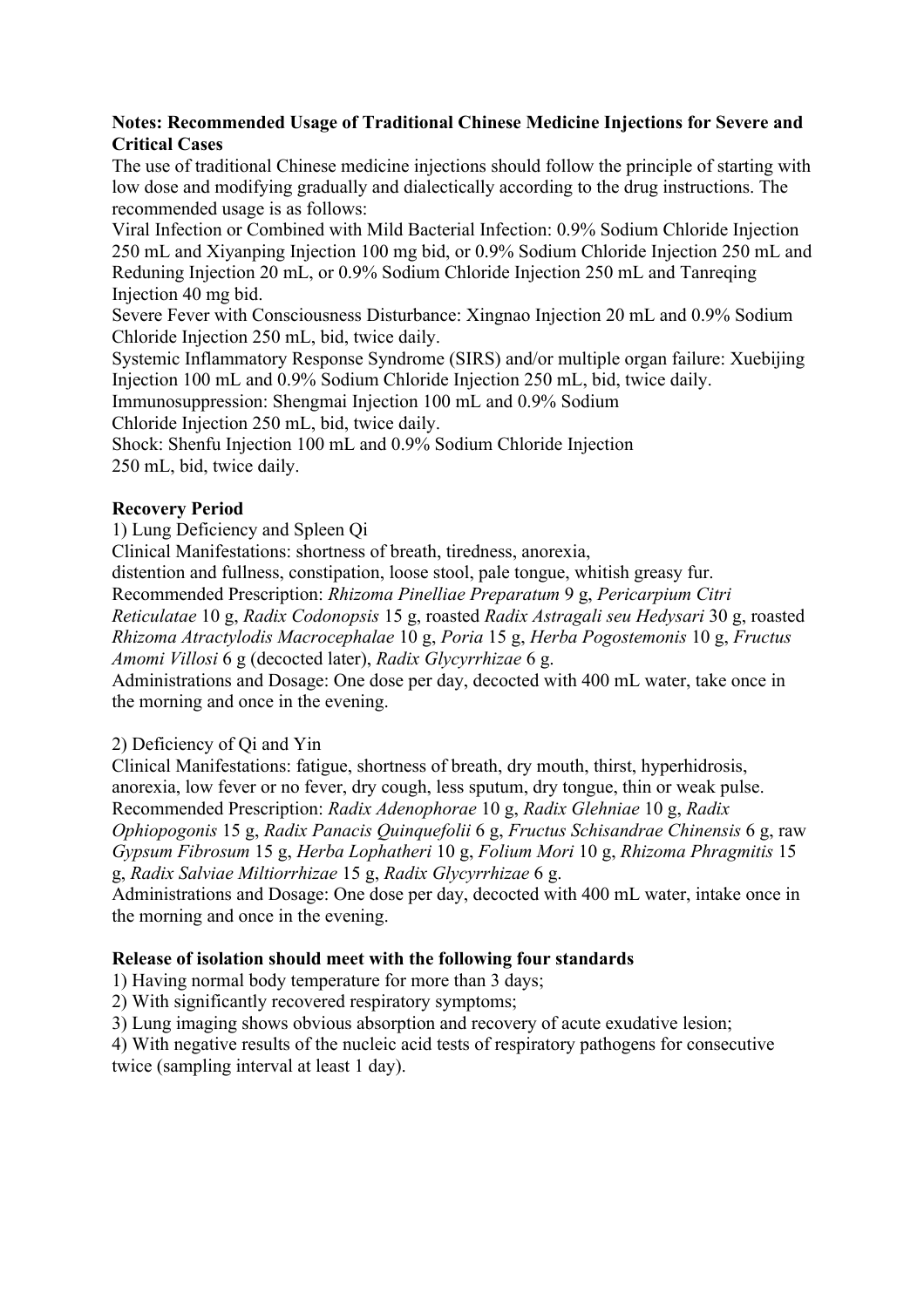**Notes: Recommended Usage of Traditional Chinese Medicine Injections for Severe and Critical Cases**

The use of traditional Chinese medicine injections should follow the principle of starting with low dose and modifying gradually and dialectically according to the drug instructions. The recommended usage is as follows:

Viral Infection or Combined with Mild Bacterial Infection: 0.9% Sodium Chloride Injection 250 mL and Xiyanping Injection 100 mg bid, or 0.9% Sodium Chloride Injection 250 mL and Reduning Injection 20 mL, or 0.9% Sodium Chloride Injection 250 mL and Tanreqing Injection 40 mg bid.

Severe Fever with Consciousness Disturbance: Xingnao Injection 20 mL and 0.9% Sodium Chloride Injection 250 mL, bid, twice daily.

Systemic Inflammatory Response Syndrome (SIRS) and/or multiple organ failure: Xuebijing Injection 100 mL and 0.9% Sodium Chloride Injection 250 mL, bid, twice daily.

Immunosuppression: Shengmai Injection 100 mL and 0.9% Sodium Chloride Injection 250 mL, bid, twice daily.

Shock: Shenfu Injection 100 mL and 0.9% Sodium Chloride Injection 250 mL, bid, twice daily.

**Recovery Period**

1) Lung Deficiency and Spleen Qi

Clinical Manifestations: shortness of breath, tiredness, anorexia, distention and fullness, constipation, loose stool, pale tongue, whitish greasy fur.

Recommended Prescription: *Rhizoma Pinelliae Preparatum* 9 g, *Pericarpium Citri Reticulatae* 10 g, *Radix Codonopsis* 15 g, roasted *Radix Astragali seu Hedysari* 30 g, roasted *Rhizoma Atractylodis Macrocephalae* 10 g, *Poria* 15 g, *Herba Pogostemonis* 10 g, *Fructus Amomi Villosi* 6 g (decocted later), *Radix Glycyrrhizae* 6 g.

Administrations and Dosage: One dose per day, decocted with 400 mL water, take once in the morning and once in the evening.

2) Deficiency of Qi and Yin

Clinical Manifestations: fatigue, shortness of breath, dry mouth, thirst, hyperhidrosis, anorexia, low fever or no fever, dry cough, less sputum, dry tongue, thin or weak pulse.

Recommended Prescription: *Radix Adenophorae* 10 g, *Radix Glehniae* 10 g, *Radix Ophiopogonis* 15 g, *Radix Panacis Quinquefolii* 6 g, *Fructus Schisandrae Chinensis* 6 g, raw *Gypsum Fibrosum* 15 g, *Herba Lophatheri* 10 g, *Folium Mori* 10 g, *Rhizoma Phragmitis* 15 g, *Radix Salviae Miltiorrhizae* 15 g, *Radix Glycyrrhizae* 6 g.

Administrations and Dosage: One dose per day, decocted with 400 mL water, intake once in the morning and once in the evening.

**Release of isolation should meet with the following four standards**

1) Having normal body temperature for more than 3 days;
2) With significantly recovered respiratory symptoms;
3) Lung imaging shows obvious absorption and recovery of acute exudative lesion;
4) With negative results of the nucleic acid tests of respiratory pathogens for consecutive twice (sampling interval at least 1 day).